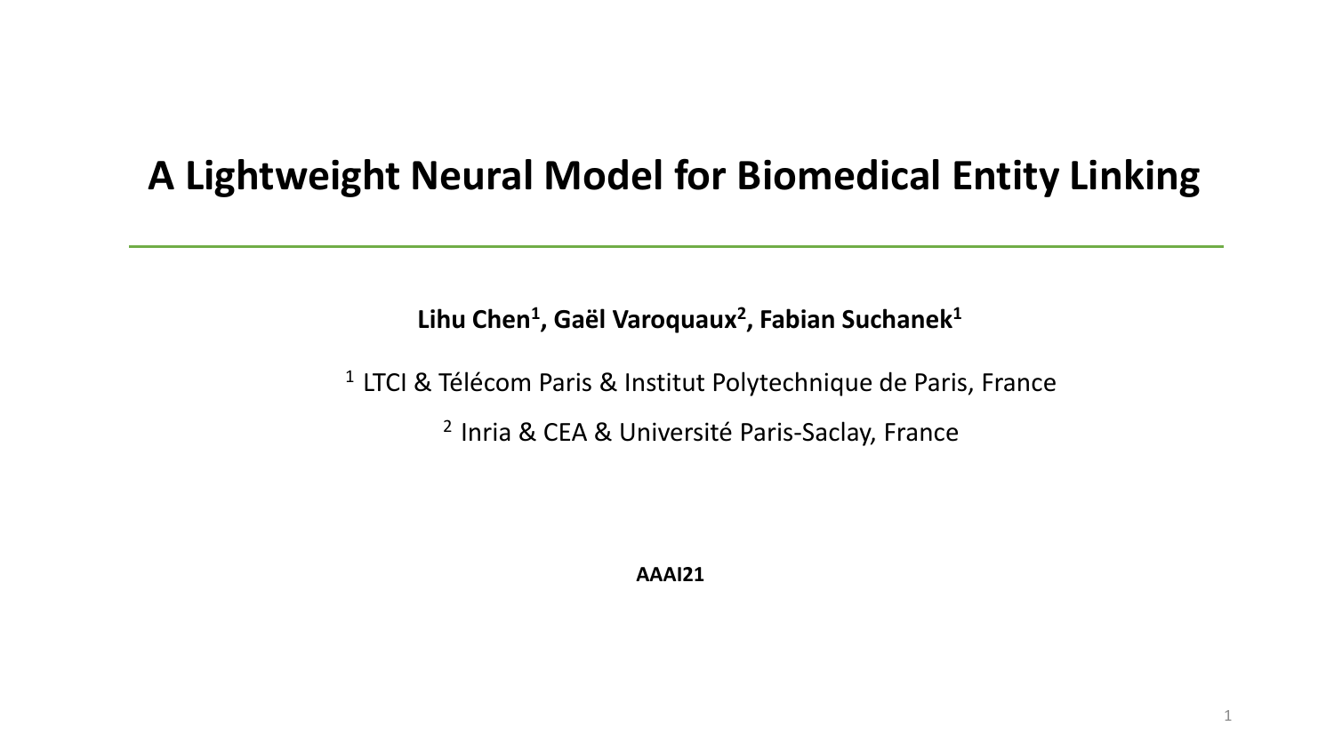# A Lightweight Neural Model for Biomedical Entity Linking

**Lihu Chen[1], Gaël Varoquaux[2], Fabian Suchanek[1]**

[1] LTCI & Télécom Paris & Institut Polytechnique de Paris, France

[2] Inria & CEA & Université Paris-Saclay, France

**AAAI21**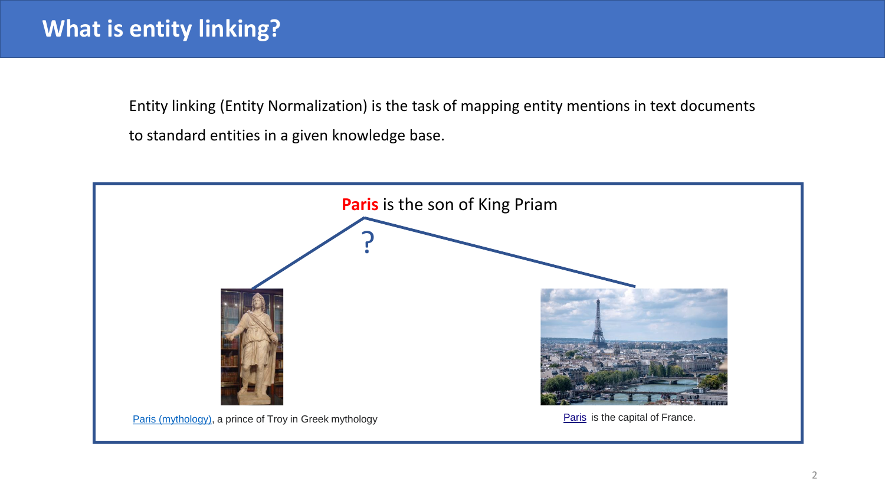# What is entity linking?

Entity linking (Entity Normalization) is the task of mapping entity mentions in text documents to standard entities in a given knowledge base.

**Paris** is the son of King Priam

?

Paris (mythology), a prince of Troy in Greek mythology

Paris is the capital of France.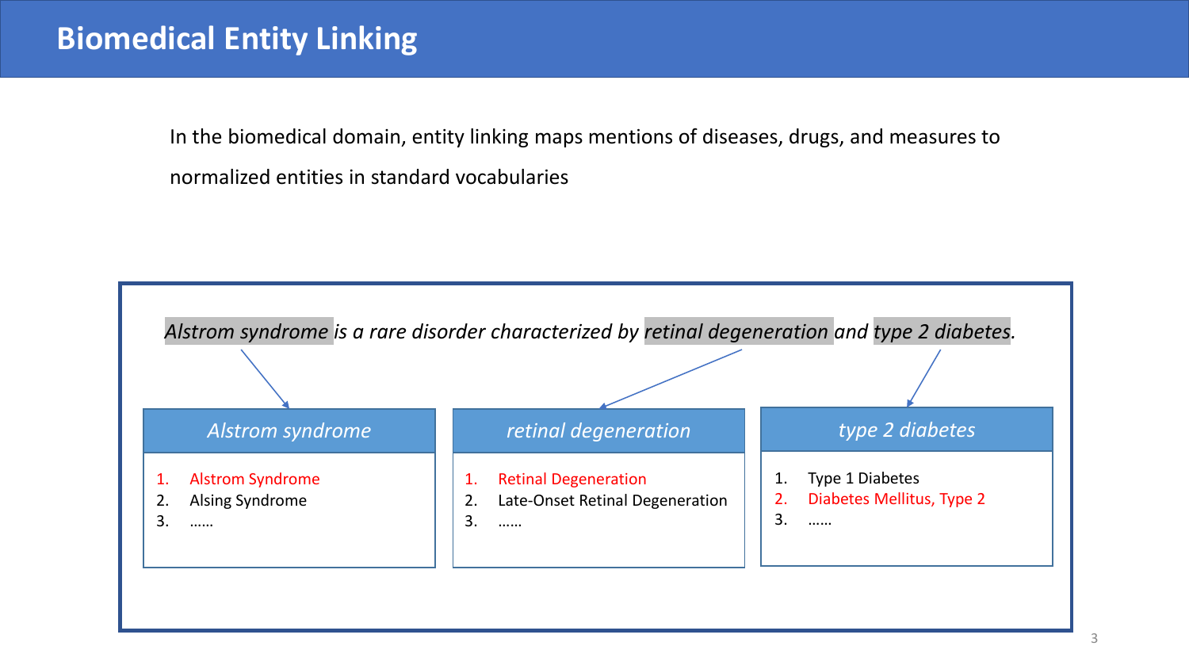# Biomedical Entity Linking

In the biomedical domain, entity linking maps mentions of diseases, drugs, and measures to normalized entities in standard vocabularies

*Alstrom syndrome is a rare disorder characterized by retinal degeneration and type 2 diabetes.*

***Alstrom syndrome***

1. Alstrom Syndrome
2. Alsing Syndrome
3. ……

***retinal degeneration***

1. Retinal Degeneration
2. Late-Onset Retinal Degeneration
3. ……

***type 2 diabetes***

1. Type 1 Diabetes
2. Diabetes Mellitus, Type 2
3. ……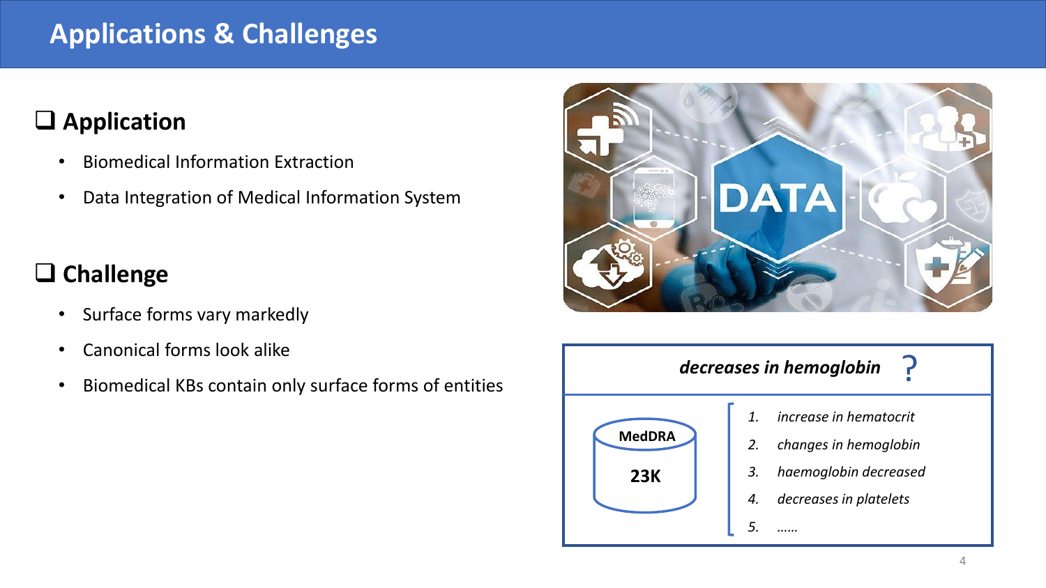# Applications & Challenges

## ❑ Application

- Biomedical Information Extraction
- Data Integration of Medical Information System

## ❑ Challenge

- Surface forms vary markedly
- Canonical forms look alike
- Biomedical KBs contain only surface forms of entities

***decreases in hemoglobin*** ?

**MedDRA**

**23K**

1. *increase in hematocrit*
2. *changes in hemoglobin*
3. *haemoglobin decreased*
4. *decreases in platelets*
5. *……*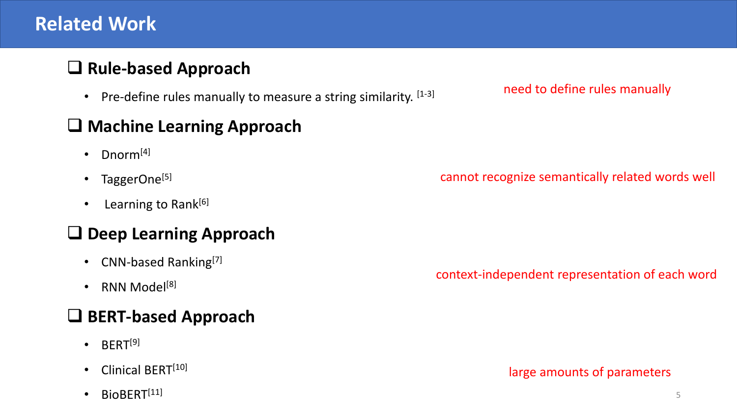# Related Work

## Rule-based Approach

- Pre-define rules manually to measure a string similarity. [1-3]

need to define rules manually

## Machine Learning Approach

- Dnorm[4]
- TaggerOne[5]
- Learning to Rank[6]

cannot recognize semantically related words well

## Deep Learning Approach

- CNN-based Ranking[7]
- RNN Model[8]

context-independent representation of each word

## BERT-based Approach

- BERT[9]
- Clinical BERT[10]
- BioBERT[11]

large amounts of parameters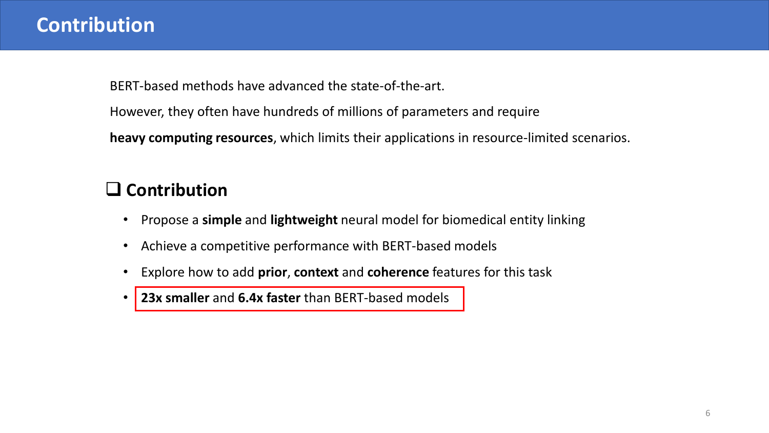# Contribution

BERT-based methods have advanced the state-of-the-art.

However, they often have hundreds of millions of parameters and require **heavy computing resources**, which limits their applications in resource-limited scenarios.

## Contribution

- Propose a **simple** and **lightweight** neural model for biomedical entity linking
- Achieve a competitive performance with BERT-based models
- Explore how to add **prior**, **context** and **coherence** features for this task
- **23x smaller** and **6.4x faster** than BERT-based models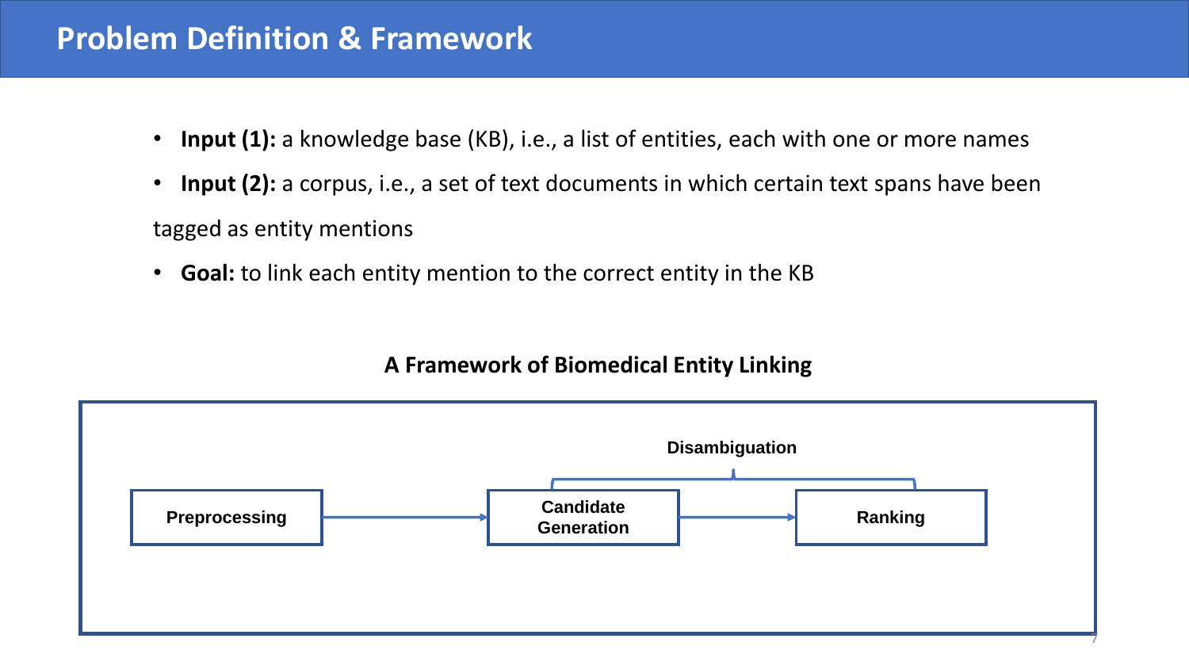# Problem Definition & Framework

- **Input (1):** a knowledge base (KB), i.e., a list of entities, each with one or more names
- **Input (2):** a corpus, i.e., a set of text documents in which certain text spans have been tagged as entity mentions
- **Goal:** to link each entity mention to the correct entity in the KB

**A Framework of Biomedical Entity Linking**

Preprocessing → Candidate Generation → Ranking

Disambiguation (Candidate Generation, Ranking)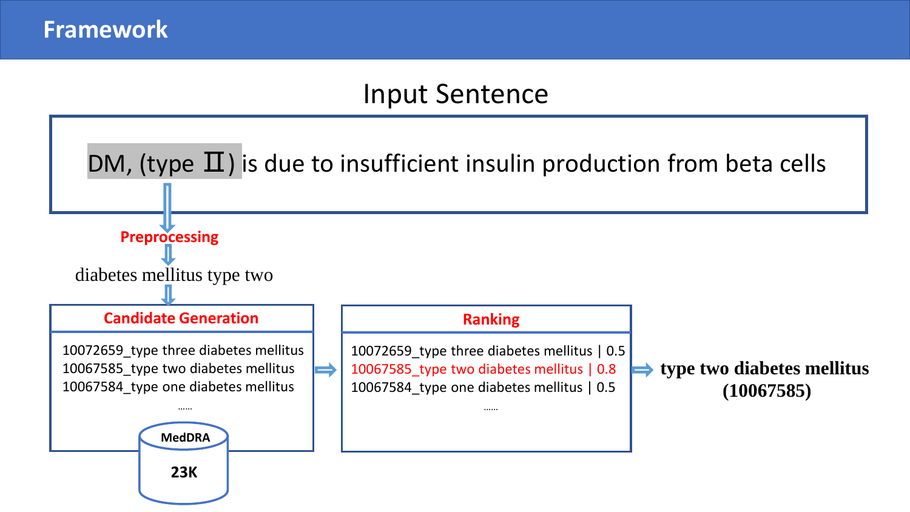# Framework

## Input Sentence

DM, (type Ⅱ) is due to insufficient insulin production from beta cells

**Preprocessing**

diabetes mellitus type two

**Candidate Generation**

10072659_type three diabetes mellitus
10067585_type two diabetes mellitus
10067584_type one diabetes mellitus
……

MedDRA
23K

**Ranking**

10072659_type three diabetes mellitus | 0.5
10067585_type two diabetes mellitus | 0.8
10067584_type one diabetes mellitus | 0.5
……

**type two diabetes mellitus (10067585)**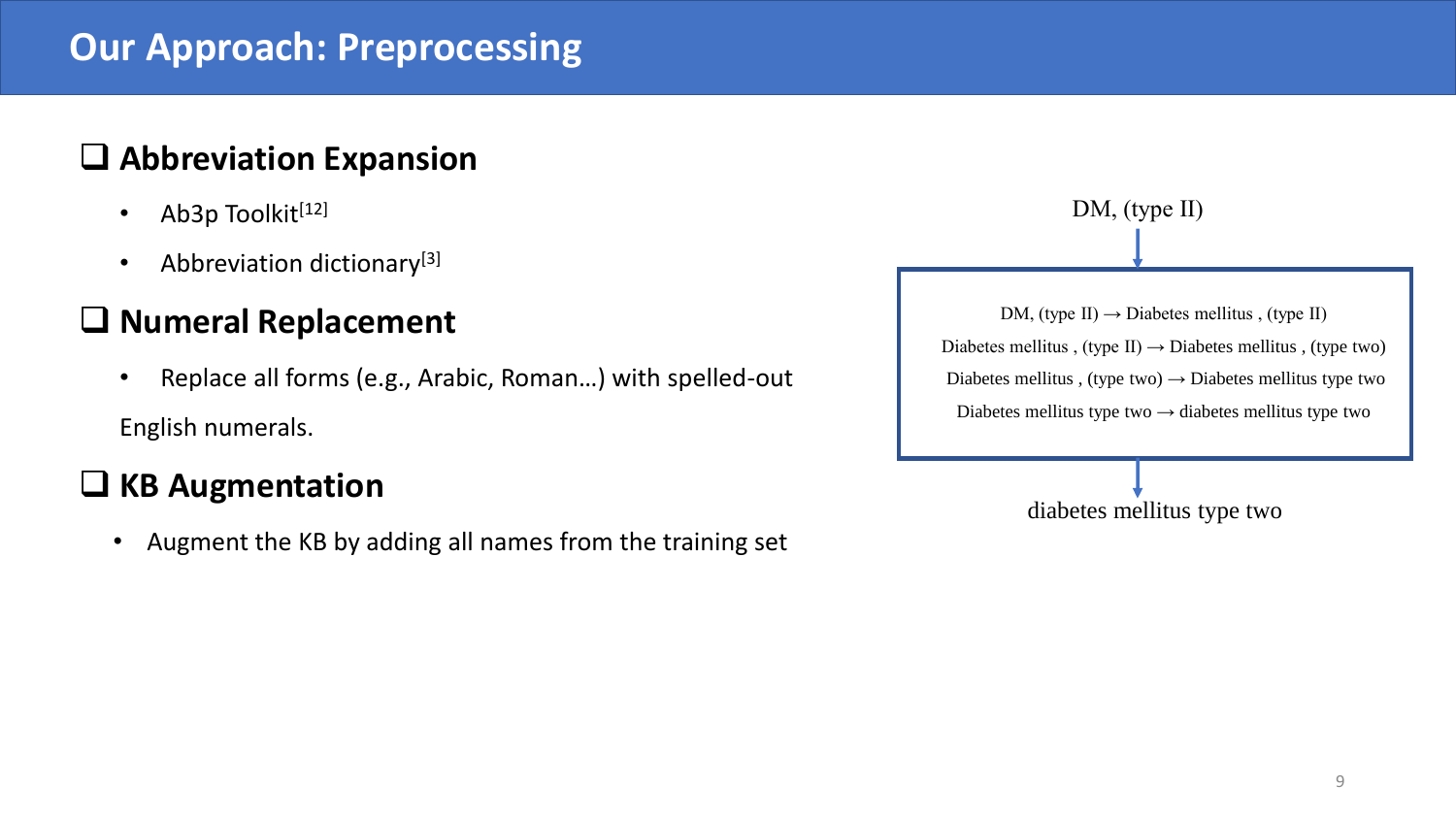# Our Approach: Preprocessing

## Abbreviation Expansion

- Ab3p Toolkit[12]
- Abbreviation dictionary[3]

## Numeral Replacement

- Replace all forms (e.g., Arabic, Roman…) with spelled-out English numerals.

## KB Augmentation

- Augment the KB by adding all names from the training set

DM, (type II)

DM, (type II) → Diabetes mellitus , (type II)
Diabetes mellitus , (type II) → Diabetes mellitus , (type two)
Diabetes mellitus , (type two) → Diabetes mellitus type two
Diabetes mellitus type two → diabetes mellitus type two

diabetes mellitus type two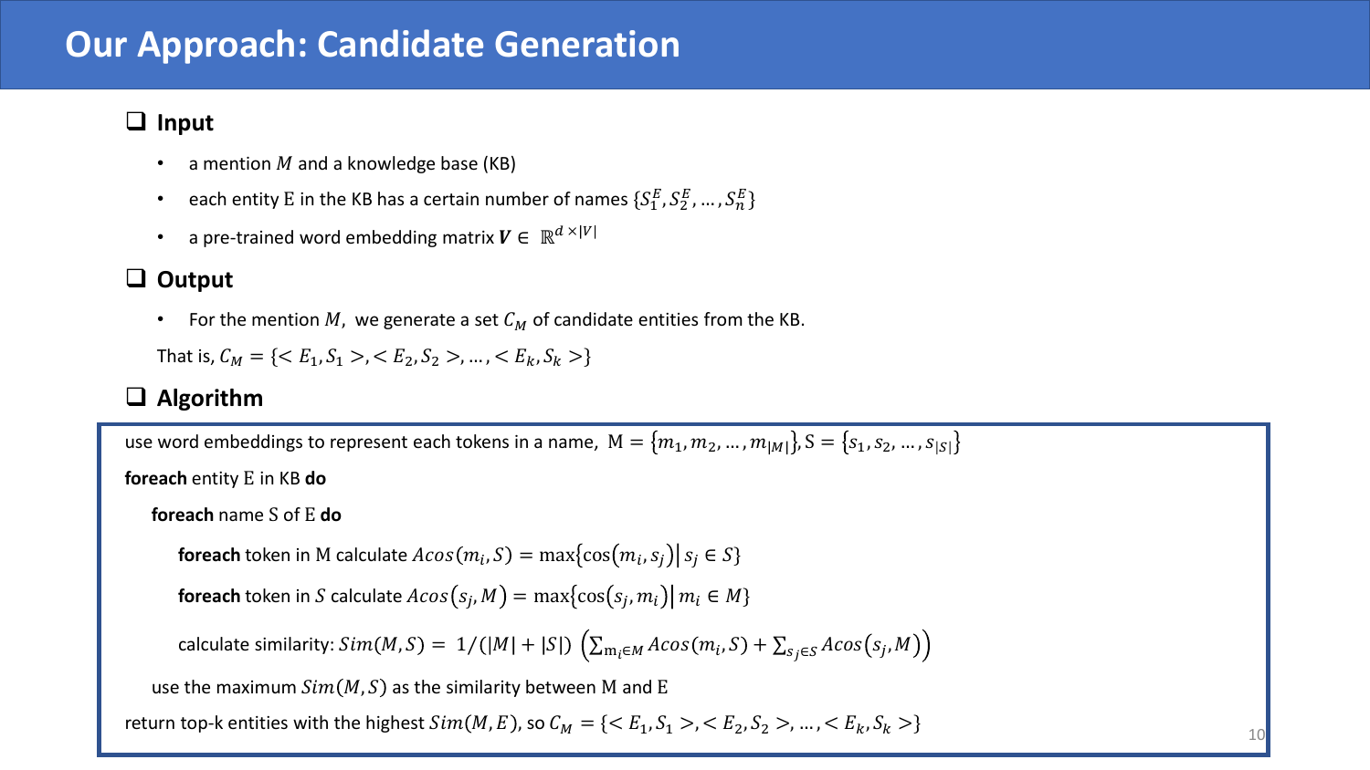# Our Approach: Candidate Generation

## Input

- a mention $M$ and a knowledge base (KB)
- each entity E in the KB has a certain number of names $\{S_1^E, S_2^E, \dots, S_n^E\}$
- a pre-trained word embedding matrix $\boldsymbol{V} \in \mathbb{R}^{d \times |V|}$

## Output

- For the mention $M$, we generate a set $C_M$ of candidate entities from the KB.

That is, $C_M = \{< E_1, S_1 >, < E_2, S_2 >, \dots, < E_k, S_k >\}$

## Algorithm

use word embeddings to represent each tokens in a name, $\mathrm{M} = \{m_1, m_2, \dots, m_{|M|}\}, \mathrm{S} = \{s_1, s_2, \dots, s_{|S|}\}$

**foreach** entity E in KB **do**

  **foreach** name S of E **do**

    **foreach** token in M calculate $Acos(m_i, S) = \max\{\cos(m_i, s_j) | \, s_j \in S\}$

    **foreach** token in $S$ calculate $Acos(s_j, M) = \max\{\cos(s_j, m_i) | \, m_i \in M\}$

    calculate similarity: $Sim(M, S) = 1/(|M| + |S|) \left(\sum_{m_i \in M} Acos(m_i, S) + \sum_{s_j \in S} Acos(s_j, M)\right)$

  use the maximum $Sim(M, S)$ as the similarity between M and E

return top-k entities with the highest $Sim(M, E)$, so $C_M = \{< E_1, S_1 >, < E_2, S_2 >, \dots, < E_k, S_k >\}$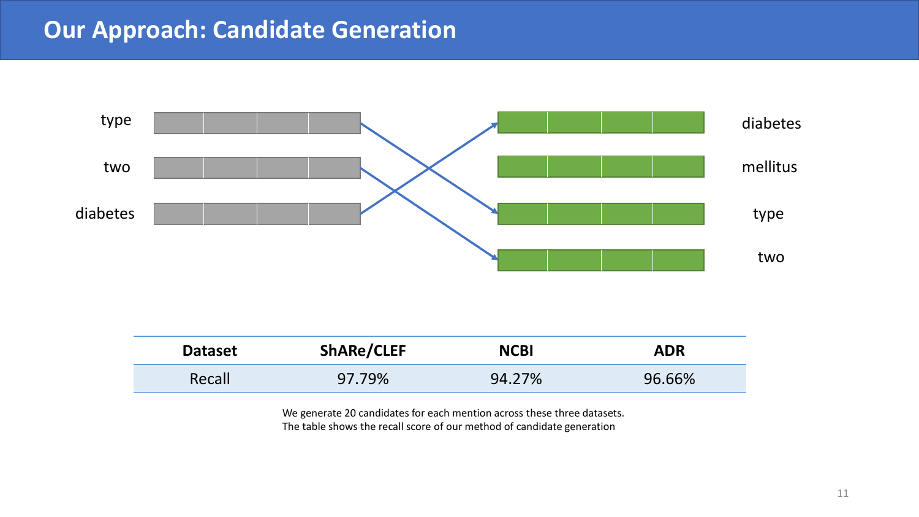# Our Approach: Candidate Generation

type
two
diabetes

diabetes
mellitus
type
two

| Dataset | ShARe/CLEF | NCBI | ADR |
|---|---|---|---|
| Recall | 97.79% | 94.27% | 96.66% |

We generate 20 candidates for each mention across these three datasets.
The table shows the recall score of our method of candidate generation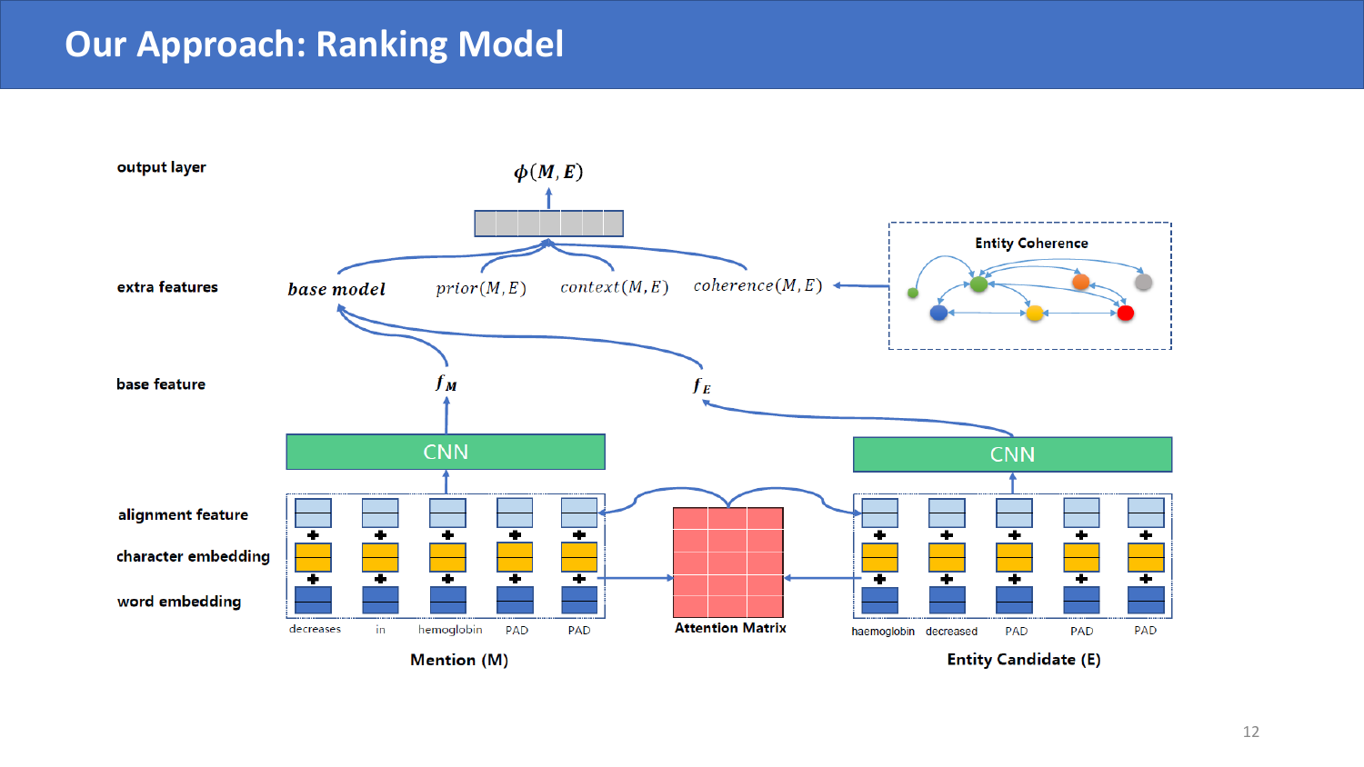# Our Approach: Ranking Model

output layer

$\phi(M, E)$

extra features

*base model* $prior(M, E)$ $context(M, E)$ $coherence(M, E)$

Entity Coherence

base feature

$f_M$ $f_E$

CNN CNN

alignment feature

character embedding

word embedding

Attention Matrix

decreases in hemoglobin PAD PAD

haemoglobin decreased PAD PAD PAD

Mention (M)

Entity Candidate (E)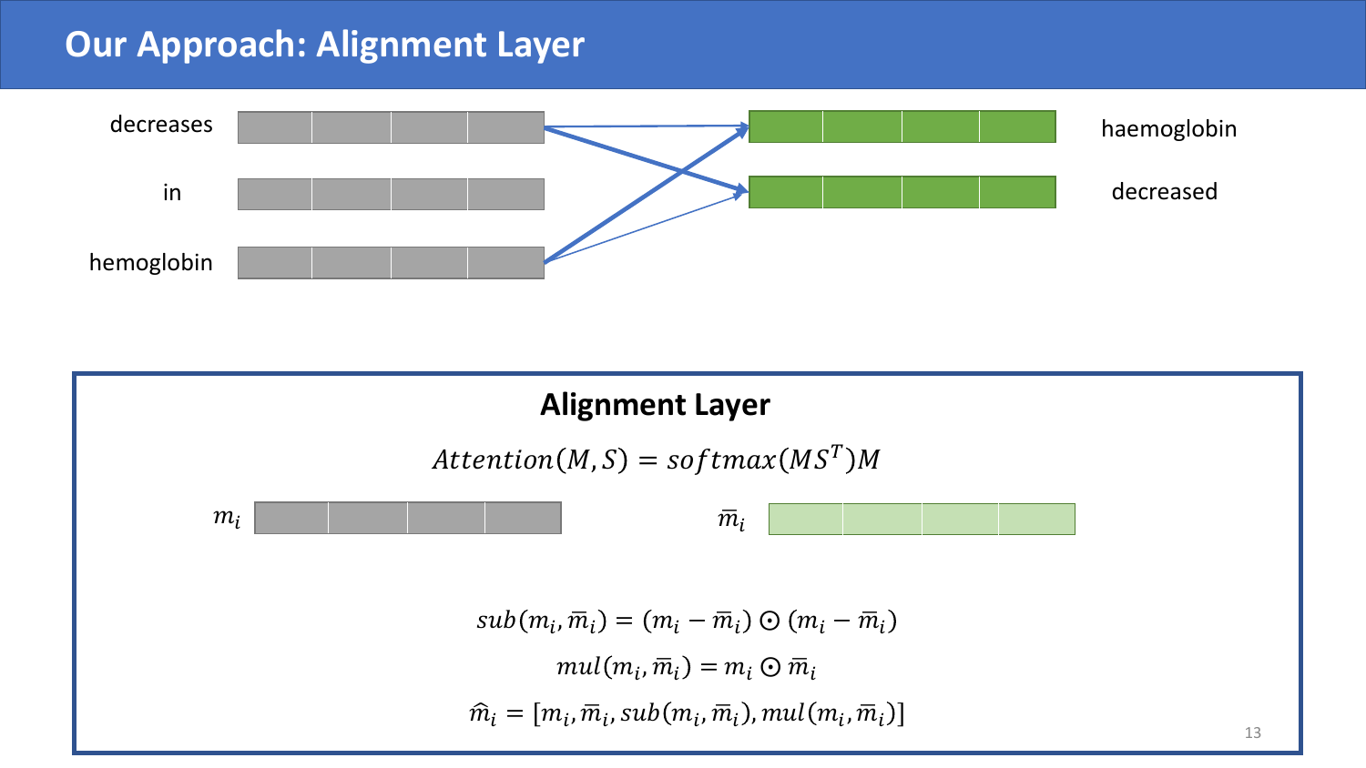# Our Approach: Alignment Layer

decreases

in

hemoglobin

haemoglobin

decreased

## Alignment Layer

$$Attention(M, S) = softmax(MS^T)M$$

$m_i$

$\overline{m}_i$

$$sub(m_i, \overline{m}_i) = (m_i - \overline{m}_i) \odot (m_i - \overline{m}_i)$$

$$mul(m_i, \overline{m}_i) = m_i \odot \overline{m}_i$$

$$\widehat{m}_i = [m_i, \overline{m}_i, sub(m_i, \overline{m}_i), mul(m_i, \overline{m}_i)]$$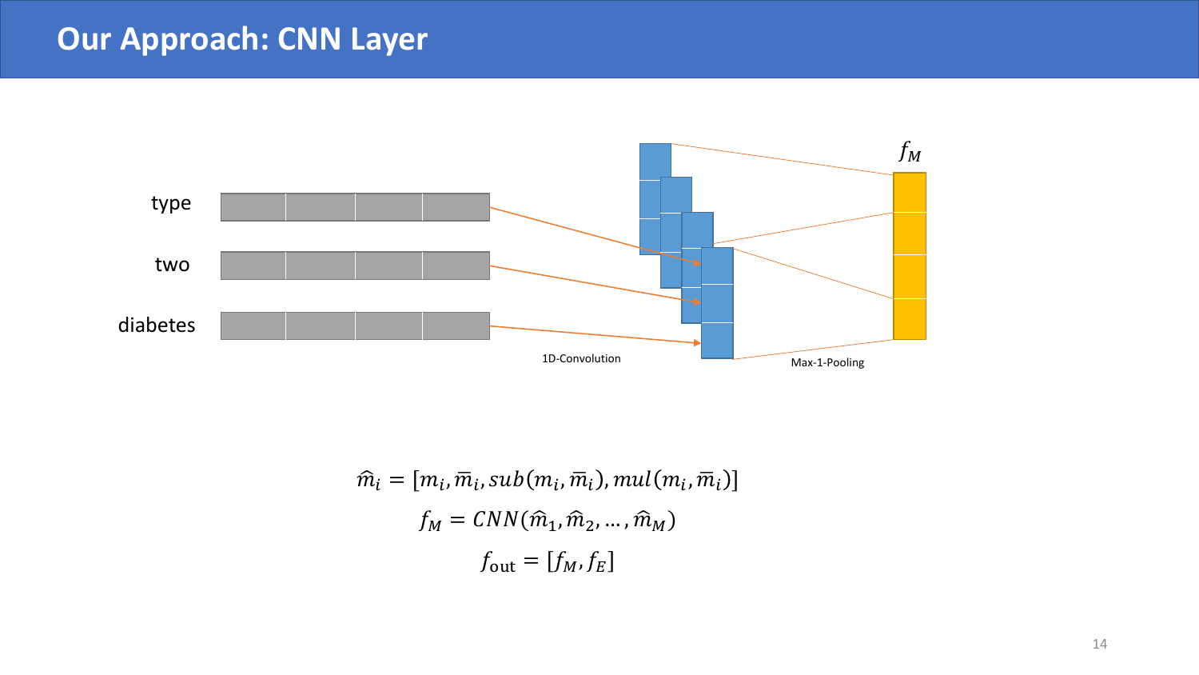# Our Approach: CNN Layer

type

two

diabetes

1D-Convolution

Max-1-Pooling

$f_M$

$$\hat{m}_i = [m_i, \overline{m}_i, sub(m_i, \overline{m}_i), mul(m_i, \overline{m}_i)]$$

$$f_M = CNN(\hat{m}_1, \hat{m}_2, \dots, \hat{m}_M)$$

$$f_{\text{out}} = [f_M, f_E]$$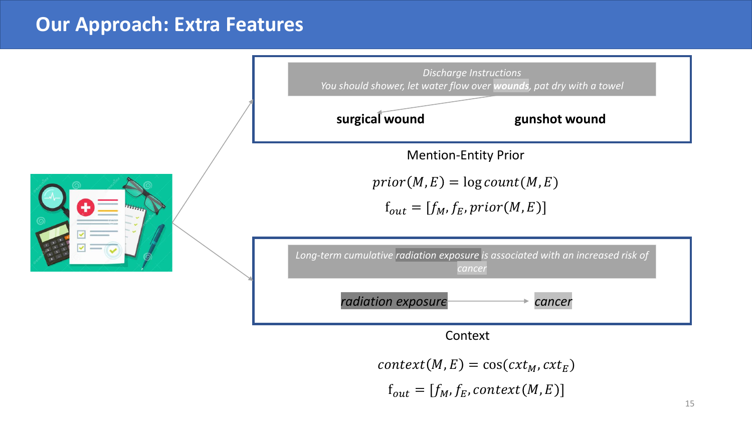# Our Approach: Extra Features

*Discharge Instructions*
*You should shower, let water flow over **wounds**, pat dry with a towel*

**surgical wound** **gunshot wound**

Mention-Entity Prior

$$prior(M, E) = \log count(M, E)$$

$$f_{out} = [f_M, f_E, prior(M, E)]$$

*Long-term cumulative radiation exposure is associated with an increased risk of cancer*

*radiation exposure* → *cancer*

Context

$$context(M, E) = \cos(cxt_M, cxt_E)$$

$$f_{out} = [f_M, f_E, context(M, E)]$$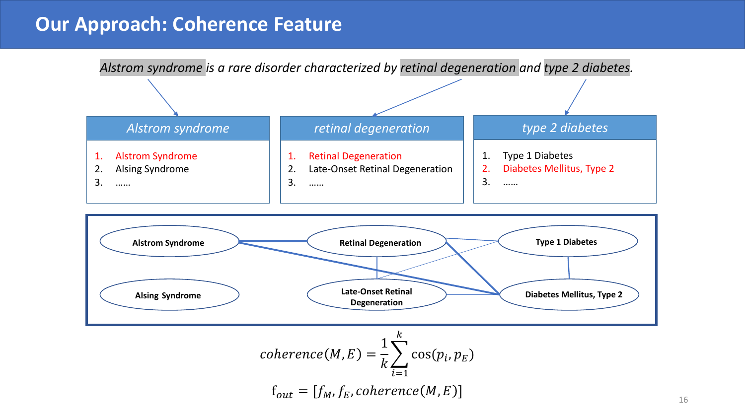# Our Approach: Coherence Feature

*Alstrom syndrome is a rare disorder characterized by retinal degeneration and type 2 diabetes.*

**Alstrom syndrome**

1. Alstrom Syndrome
2. Alsing Syndrome
3. ……

**retinal degeneration**

1. Retinal Degeneration
2. Late-Onset Retinal Degeneration
3. ……

**type 2 diabetes**

1. Type 1 Diabetes
2. Diabetes Mellitus, Type 2
3. ……

Alstrom Syndrome — Retinal Degeneration — Type 1 Diabetes

Alsing Syndrome — Late-Onset Retinal Degeneration — Diabetes Mellitus, Type 2

$$coherence(M, E) = \frac{1}{k}\sum_{i=1}^{k} \cos(p_i, p_E)$$

$$f_{out} = [f_M, f_E, coherence(M, E)]$$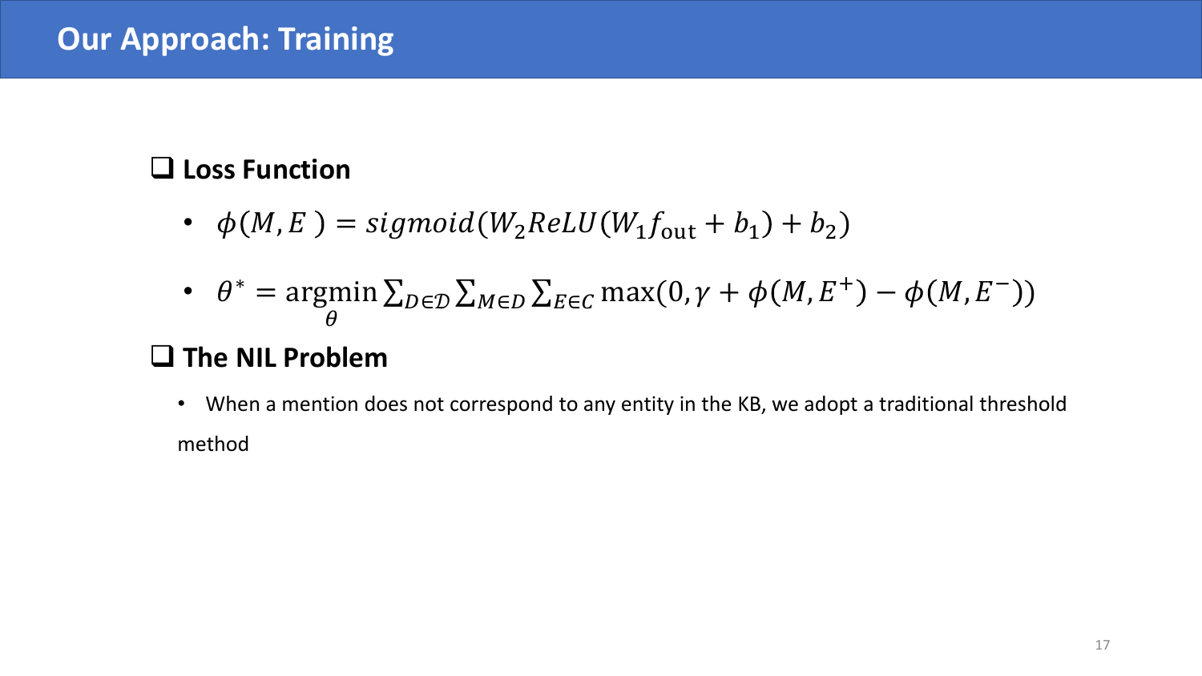# Our Approach: Training

## Loss Function

- $\phi(M, E) = sigmoid(W_2 ReLU(W_1 f_{\text{out}} + b_1) + b_2)$
- $\theta^* = \underset{\theta}{\operatorname{argmin}} \sum_{D \in \mathcal{D}} \sum_{M \in D} \sum_{E \in C} \max(0, \gamma + \phi(M, E^+) - \phi(M, E^-))$

## The NIL Problem

- When a mention does not correspond to any entity in the KB, we adopt a traditional threshold method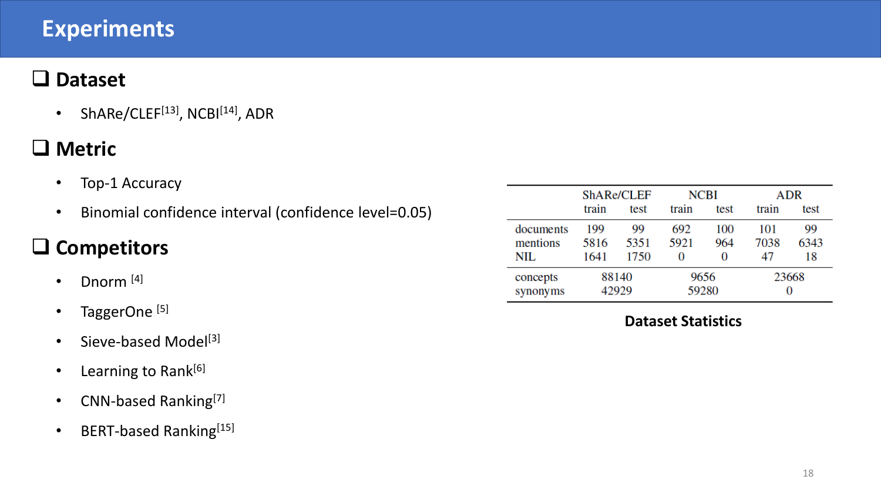# Experiments

## Dataset

- ShARe/CLEF[13], NCBI[14], ADR

## Metric

- Top-1 Accuracy
- Binomial confidence interval (confidence level=0.05)

## Competitors

- Dnorm [4]
- TaggerOne [5]
- Sieve-based Model[3]
- Learning to Rank[6]
- CNN-based Ranking[7]
- BERT-based Ranking[15]

| | ShARe/CLEF | | NCBI | | ADR | |
|---|---|---|---|---|---|---|
| | train | test | train | test | train | test |
| documents | 199 | 99 | 692 | 100 | 101 | 99 |
| mentions | 5816 | 5351 | 5921 | 964 | 7038 | 6343 |
| NIL | 1641 | 1750 | 0 | 0 | 47 | 18 |
| concepts | 88140 | | 9656 | | 23668 | |
| synonyms | 42929 | | 59280 | | 0 | |

**Dataset Statistics**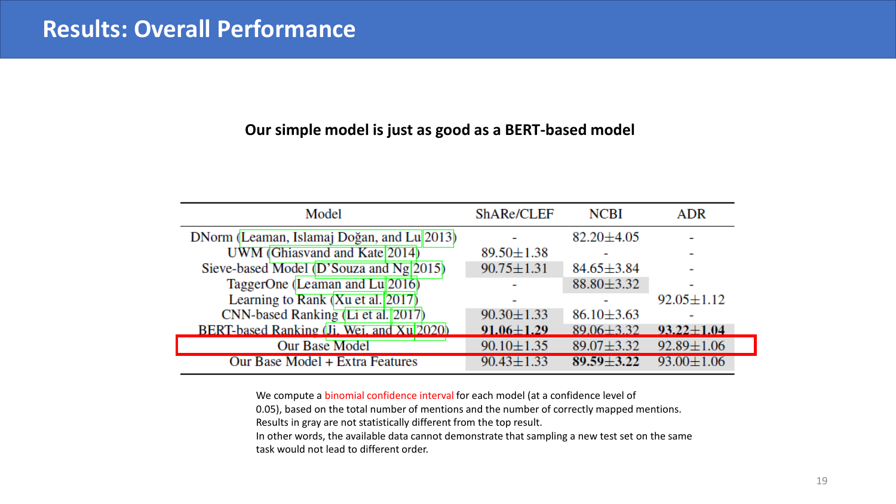# Results: Overall Performance

**Our simple model is just as good as a BERT-based model**

| Model | ShARe/CLEF | NCBI | ADR |
|---|---|---|---|
| DNorm (Leaman, Islamaj Doğan, and Lu 2013) | - | 82.20±4.05 | - |
| UWM (Ghiasvand and Kate 2014) | 89.50±1.38 | - | - |
| Sieve-based Model (D'Souza and Ng 2015) | 90.75±1.31 | 84.65±3.84 | - |
| TaggerOne (Leaman and Lu 2016) | - | 88.80±3.32 | - |
| Learning to Rank (Xu et al. 2017) | - | - | 92.05±1.12 |
| CNN-based Ranking (Li et al. 2017) | 90.30±1.33 | 86.10±3.63 | - |
| BERT-based Ranking (Ji, Wei, and Xu 2020) | **91.06±1.29** | 89.06±3.32 | **93.22±1.04** |
| Our Base Model | 90.10±1.35 | 89.07±3.32 | 92.89±1.06 |
| Our Base Model + Extra Features | 90.43±1.33 | **89.59±3.22** | 93.00±1.06 |

We compute a binomial confidence interval for each model (at a confidence level of 0.05), based on the total number of mentions and the number of correctly mapped mentions. Results in gray are not statistically different from the top result.
In other words, the available data cannot demonstrate that sampling a new test set on the same task would not lead to different order.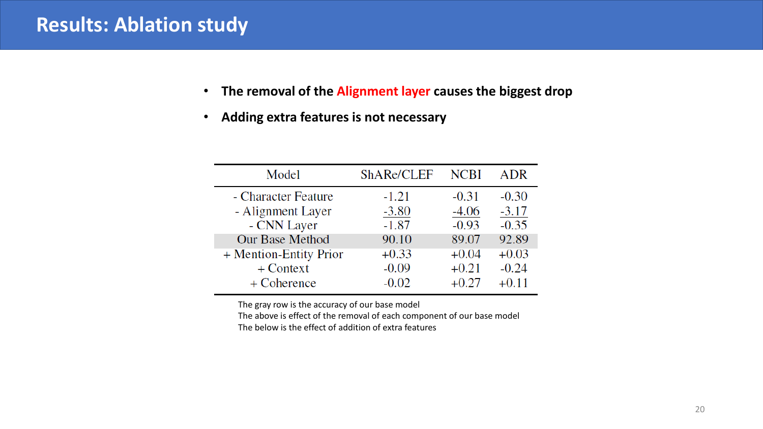# Results: Ablation study

- **The removal of the Alignment layer causes the biggest drop**
- **Adding extra features is not necessary**

| Model | ShARe/CLEF | NCBI | ADR |
|---|---|---|---|
| - Character Feature | -1.21 | -0.31 | -0.30 |
| - Alignment Layer | -3.80 | -4.06 | -3.17 |
| - CNN Layer | -1.87 | -0.93 | -0.35 |
| Our Base Method | 90.10 | 89.07 | 92.89 |
| + Mention-Entity Prior | +0.33 | +0.04 | +0.03 |
| + Context | -0.09 | +0.21 | -0.24 |
| + Coherence | -0.02 | +0.27 | +0.11 |

The gray row is the accuracy of our base model
The above is effect of the removal of each component of our base model
The below is the effect of addition of extra features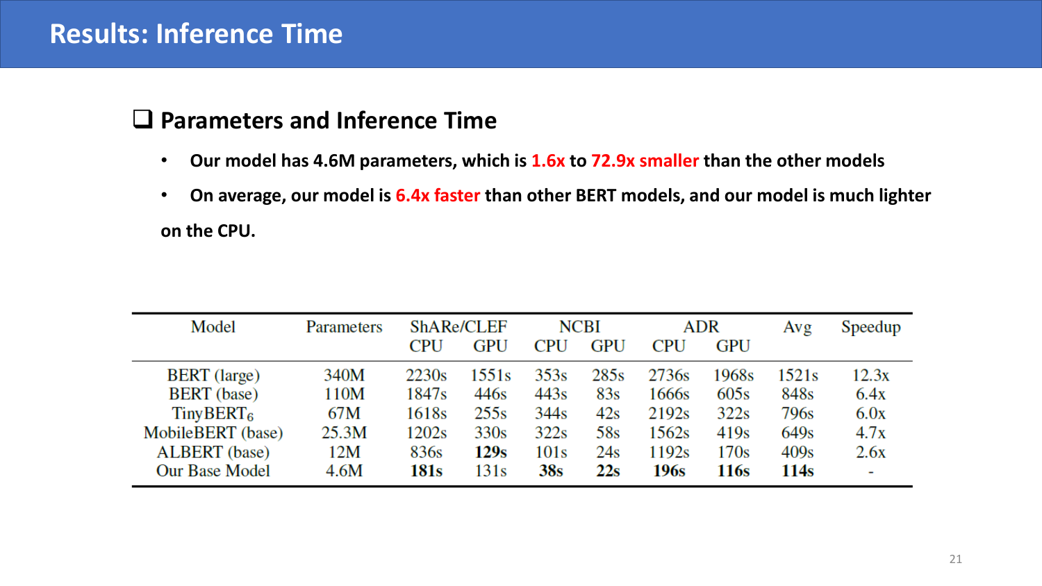# Results: Inference Time

## ❑ Parameters and Inference Time

- **Our model has 4.6M parameters, which is 1.6x to 72.9x smaller than the other models**
- **On average, our model is 6.4x faster than other BERT models, and our model is much lighter on the CPU.**

| Model | Parameters | ShARe/CLEF | | NCBI | | ADR | | Avg | Speedup |
|---|---|---|---|---|---|---|---|---|---|
| | | CPU | GPU | CPU | GPU | CPU | GPU | | |
| BERT (large) | 340M | 2230s | 1551s | 353s | 285s | 2736s | 1968s | 1521s | 12.3x |
| BERT (base) | 110M | 1847s | 446s | 443s | 83s | 1666s | 605s | 848s | 6.4x |
| $\text{TinyBERT}_6$ | 67M | 1618s | 255s | 344s | 42s | 2192s | 322s | 796s | 6.0x |
| MobileBERT (base) | 25.3M | 1202s | 330s | 322s | 58s | 1562s | 419s | 649s | 4.7x |
| ALBERT (base) | 12M | 836s | **129s** | 101s | 24s | 1192s | 170s | 409s | 2.6x |
| Our Base Model | 4.6M | **181s** | 131s | **38s** | **22s** | **196s** | **116s** | **114s** | - |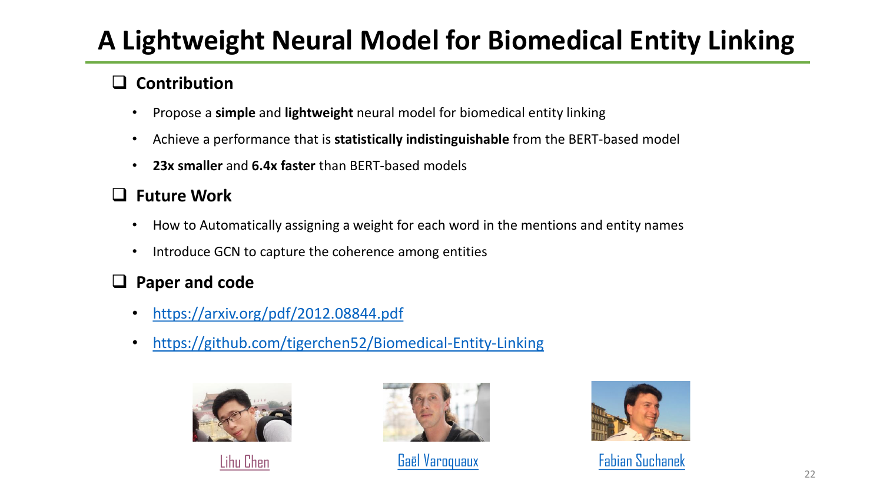# A Lightweight Neural Model for Biomedical Entity Linking

## Contribution

- Propose a **simple** and **lightweight** neural model for biomedical entity linking
- Achieve a performance that is **statistically indistinguishable** from the BERT-based model
- **23x smaller** and **6.4x faster** than BERT-based models

## Future Work

- How to Automatically assigning a weight for each word in the mentions and entity names
- Introduce GCN to capture the coherence among entities

## Paper and code

- https://arxiv.org/pdf/2012.08844.pdf
- https://github.com/tigerchen52/Biomedical-Entity-Linking

Lihu Chen

Gaël Varoquaux

Fabian Suchanek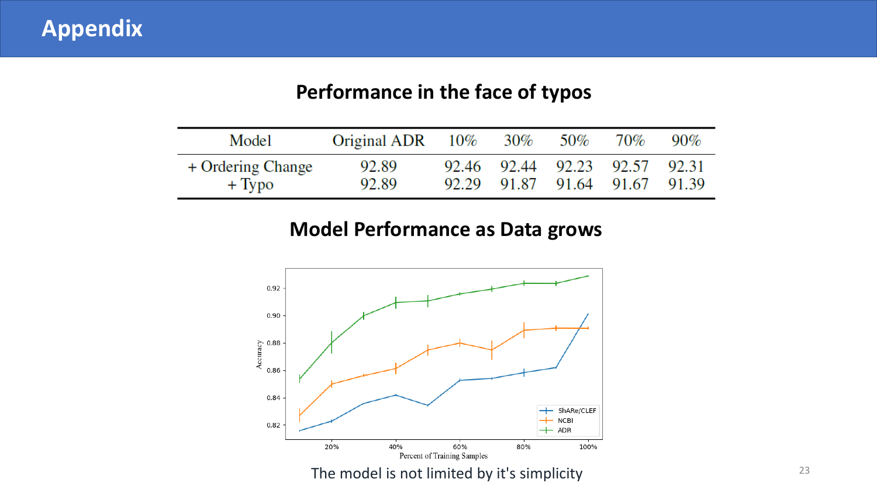# Appendix

## Performance in the face of typos

| Model | Original ADR | 10% | 30% | 50% | 70% | 90% |
|---|---|---|---|---|---|---|
| + Ordering Change | 92.89 | 92.46 | 92.44 | 92.23 | 92.57 | 92.31 |
| + Typo | 92.89 | 92.29 | 91.87 | 91.64 | 91.67 | 91.39 |

## Model Performance as Data grows

The model is not limited by it's simplicity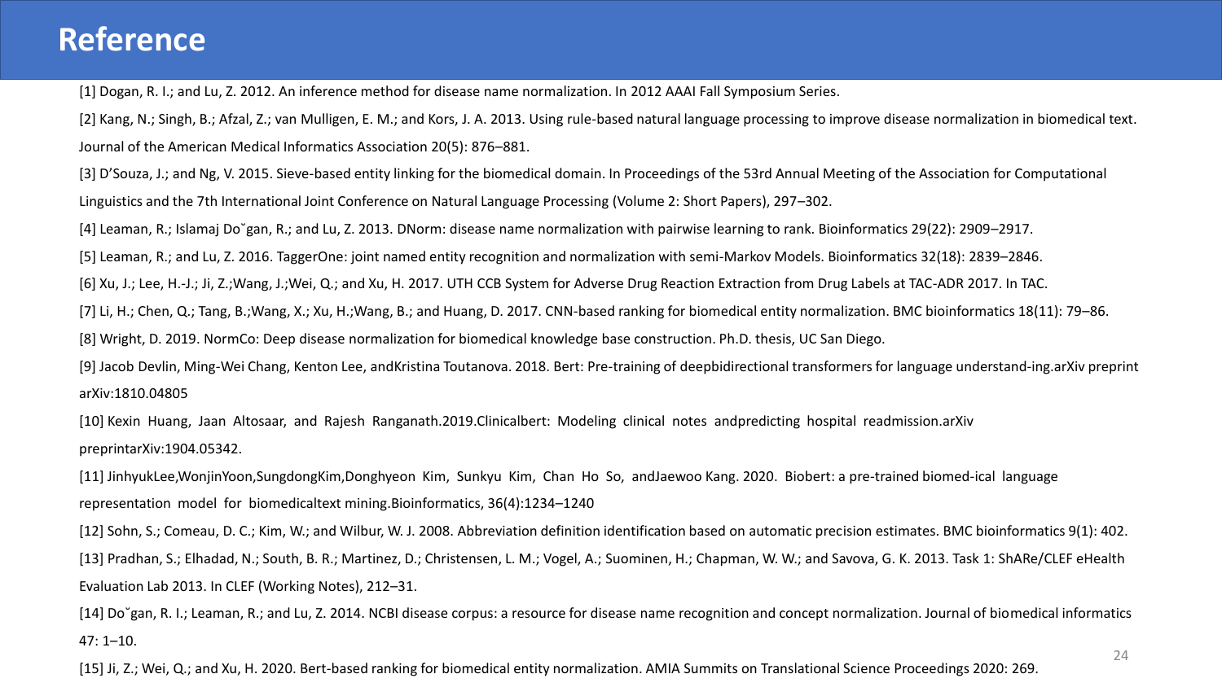# Reference

[1] Dogan, R. I.; and Lu, Z. 2012. An inference method for disease name normalization. In 2012 AAAI Fall Symposium Series.

[2] Kang, N.; Singh, B.; Afzal, Z.; van Mulligen, E. M.; and Kors, J. A. 2013. Using rule-based natural language processing to improve disease normalization in biomedical text. Journal of the American Medical Informatics Association 20(5): 876–881.

[3] D'Souza, J.; and Ng, V. 2015. Sieve-based entity linking for the biomedical domain. In Proceedings of the 53rd Annual Meeting of the Association for Computational Linguistics and the 7th International Joint Conference on Natural Language Processing (Volume 2: Short Papers), 297–302.

[4] Leaman, R.; Islamaj Do˘gan, R.; and Lu, Z. 2013. DNorm: disease name normalization with pairwise learning to rank. Bioinformatics 29(22): 2909–2917.

[5] Leaman, R.; and Lu, Z. 2016. TaggerOne: joint named entity recognition and normalization with semi-Markov Models. Bioinformatics 32(18): 2839–2846.

[6] Xu, J.; Lee, H.-J.; Ji, Z.;Wang, J.;Wei, Q.; and Xu, H. 2017. UTH CCB System for Adverse Drug Reaction Extraction from Drug Labels at TAC-ADR 2017. In TAC.

[7] Li, H.; Chen, Q.; Tang, B.;Wang, X.; Xu, H.;Wang, B.; and Huang, D. 2017. CNN-based ranking for biomedical entity normalization. BMC bioinformatics 18(11): 79–86.

[8] Wright, D. 2019. NormCo: Deep disease normalization for biomedical knowledge base construction. Ph.D. thesis, UC San Diego.

[9] Jacob Devlin, Ming-Wei Chang, Kenton Lee, andKristina Toutanova. 2018. Bert: Pre-training of deepbidirectional transformers for language understand-ing.arXiv preprint arXiv:1810.04805

[10] Kexin Huang, Jaan Altosaar, and Rajesh Ranganath.2019.Clinicalbert: Modeling clinical notes andpredicting hospital readmission.arXiv preprintarXiv:1904.05342.

[11] JinhyukLee,WonjinYoon,SungdongKim,Donghyeon Kim, Sunkyu Kim, Chan Ho So, andJaewoo Kang. 2020. Biobert: a pre-trained biomed-ical language representation model for biomedicaltext mining.Bioinformatics, 36(4):1234–1240

[12] Sohn, S.; Comeau, D. C.; Kim, W.; and Wilbur, W. J. 2008. Abbreviation definition identification based on automatic precision estimates. BMC bioinformatics 9(1): 402.

[13] Pradhan, S.; Elhadad, N.; South, B. R.; Martinez, D.; Christensen, L. M.; Vogel, A.; Suominen, H.; Chapman, W. W.; and Savova, G. K. 2013. Task 1: ShARe/CLEF eHealth Evaluation Lab 2013. In CLEF (Working Notes), 212–31.

[14] Do˘gan, R. I.; Leaman, R.; and Lu, Z. 2014. NCBI disease corpus: a resource for disease name recognition and concept normalization. Journal of biomedical informatics 47: 1–10.

[15] Ji, Z.; Wei, Q.; and Xu, H. 2020. Bert-based ranking for biomedical entity normalization. AMIA Summits on Translational Science Proceedings 2020: 269.